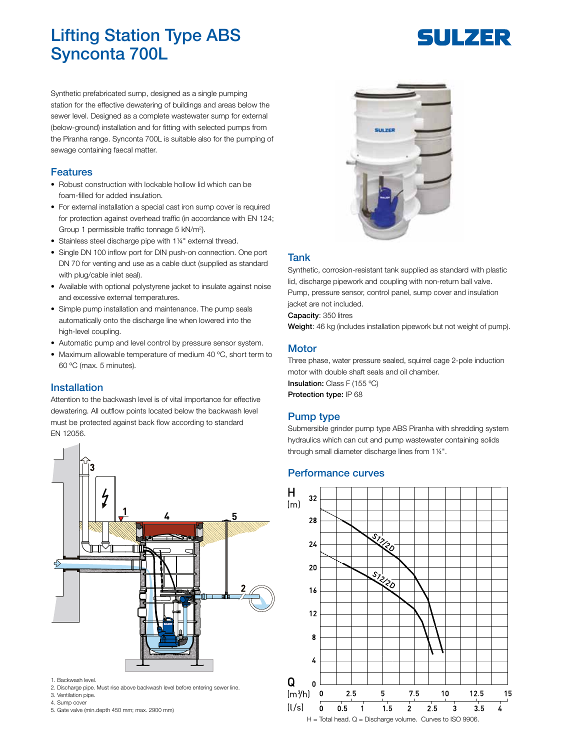# Lifting Station Type ABS Synconta 700L

Synthetic prefabricated sump, designed as a single pumping station for the effective dewatering of buildings and areas below the sewer level. Designed as a complete wastewater sump for external (below-ground) installation and for fitting with selected pumps from the Piranha range. Synconta 700L is suitable also for the pumping of sewage containing faecal matter.

## Features

- Robust construction with lockable hollow lid which can be foam-filled for added insulation.
- For external installation a special cast iron sump cover is required for protection against overhead traffic (in accordance with EN 124; Group 1 permissible traffic tonnage 5 kN/m²).
- Stainless steel discharge pipe with 1¼" external thread.
- Single DN 100 inflow port for DIN push-on connection. One port DN 70 for venting and use as a cable duct (supplied as standard with plug/cable inlet seal).
- Available with optional polystyrene jacket to insulate against noise and excessive external temperatures.
- Simple pump installation and maintenance. The pump seals automatically onto the discharge line when lowered into the high-level coupling.
- Automatic pump and level control by pressure sensor system.
- Maximum allowable temperature of medium 40 °C, short term to 60 °C (max. 5 minutes).

## Installation

Attention to the backwash level is of vital importance for effective dewatering. All outflow points located below the backwash level must be protected against back flow according to standard EN 12056.

1. Backwash level.
2. Discharge pipe. Must rise above backwash level before entering sewer line.
3. Ventilation pipe.
4. Sump cover
5. Gate valve (min.depth 450 mm; max. 2900 mm)

## Tank

Synthetic, corrosion-resistant tank supplied as standard with plastic lid, discharge pipework and coupling with non-return ball valve. Pump, pressure sensor, control panel, sump cover and insulation jacket are not included.

**Capacity**: 350 litres

**Weight**: 46 kg (includes installation pipework but not weight of pump).

## Motor

Three phase, water pressure sealed, squirrel cage 2-pole induction motor with double shaft seals and oil chamber.

**Insulation:** Class F (155 °C)

**Protection type:** IP 68

## Pump type

Submersible grinder pump type ABS Piranha with shredding system hydraulics which can cut and pump wastewater containing solids through small diameter discharge lines from 1¼".

## Performance curves

H = Total head. Q = Discharge volume. Curves to ISO 9906.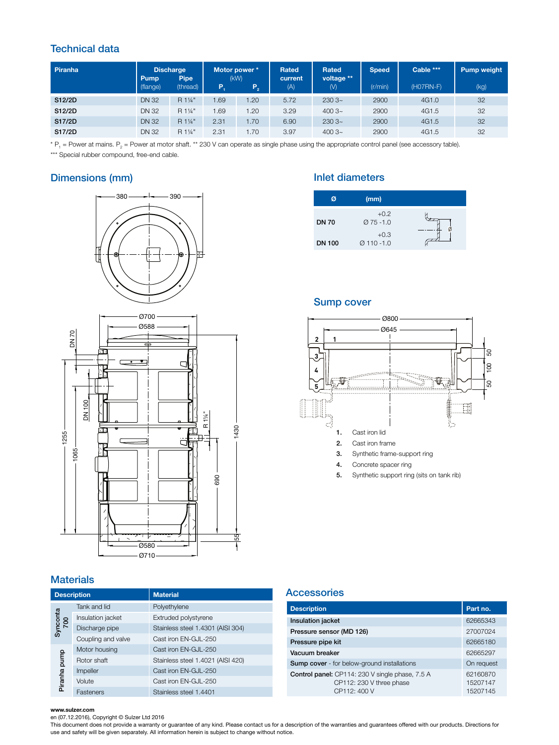## Technical data

| Piranha | Discharge Pump (flange) | Discharge Pipe (thread) | Motor power * (kW) $P_1$ | Motor power * (kW) $P_2$ | Rated current (A) | Rated voltage ** (V) | Speed (r/min) | Cable *** (H07RN-F) | Pump weight (kg) |
|---|---|---|---|---|---|---|---|---|---|
| **S12/2D** | DN 32 | R 1¼" | 1.69 | 1.20 | 5.72 | 230 3~ | 2900 | 4G1.0 | 32 |
| **S12/2D** | DN 32 | R 1¼" | 1.69 | 1.20 | 3.29 | 400 3~ | 2900 | 4G1.5 | 32 |
| **S17/2D** | DN 32 | R 1¼" | 2.31 | 1.70 | 6.90 | 230 3~ | 2900 | 4G1.5 | 32 |
| **S17/2D** | DN 32 | R 1¼" | 2.31 | 1.70 | 3.97 | 400 3~ | 2900 | 4G1.5 | 32 |

* $P_1$ = Power at mains. $P_2$ = Power at motor shaft. ** 230 V can operate as single phase using the appropriate control panel (see accessory table).
*** Special rubber compound, free-end cable.

## Dimensions (mm)

380
390
Ø700
Ø588
DN 70
DN 100
R 1¼"
1255
1065
1430
690
55
Ø580
Ø710

## Inlet diameters

| Ø | (mm) |
|---|---|
| **DN 70** | Ø 75 +0.2 -1.0 |
| **DN 100** | Ø 110 +0.3 -1.0 |

## Sump cover

Ø800
Ø645
50
100
50

1. Cast iron lid
2. Cast iron frame
3. Synthetic frame-support ring
4. Concrete spacer ring
5. Synthetic support ring (sits on tank rib)

## Materials

| Description | | Material |
|---|---|---|
| Synconta 700 | Tank and lid | Polyethylene |
| | Insulation jacket | Extruded polystyrene |
| | Discharge pipe | Stainless steel 1.4301 (AISI 304) |
| | Coupling and valve | Cast iron EN-GJL-250 |
| Piranha pump | Motor housing | Cast iron EN-GJL-250 |
| | Rotor shaft | Stainless steel 1.4021 (AISI 420) |
| | Impeller | Cast iron EN-GJL-250 |
| | Volute | Cast iron EN-GJL-250 |
| | Fasteners | Stainless steel 1.4401 |

## Accessories

| Description | Part no. |
|---|---|
| **Insulation jacket** | 62665343 |
| **Pressure sensor (MD 126)** | 27007024 |
| **Pressure pipe kit** | 62665180 |
| **Vacuum breaker** | 62665297 |
| **Sump cover** - for below-ground installations | On request |
| **Control panel:** CP114: 230 V single phase, 7.5 A | 62160870 |
| CP112: 230 V three phase | 15207147 |
| CP112: 400 V | 15207145 |

**www.sulzer.com**
en (07.12.2016), Copyright © Sulzer Ltd 2016
This document does not provide a warranty or guarantee of any kind. Please contact us for a description of the warranties and guarantees offered with our products. Directions for use and safety will be given separately. All information herein is subject to change without notice.